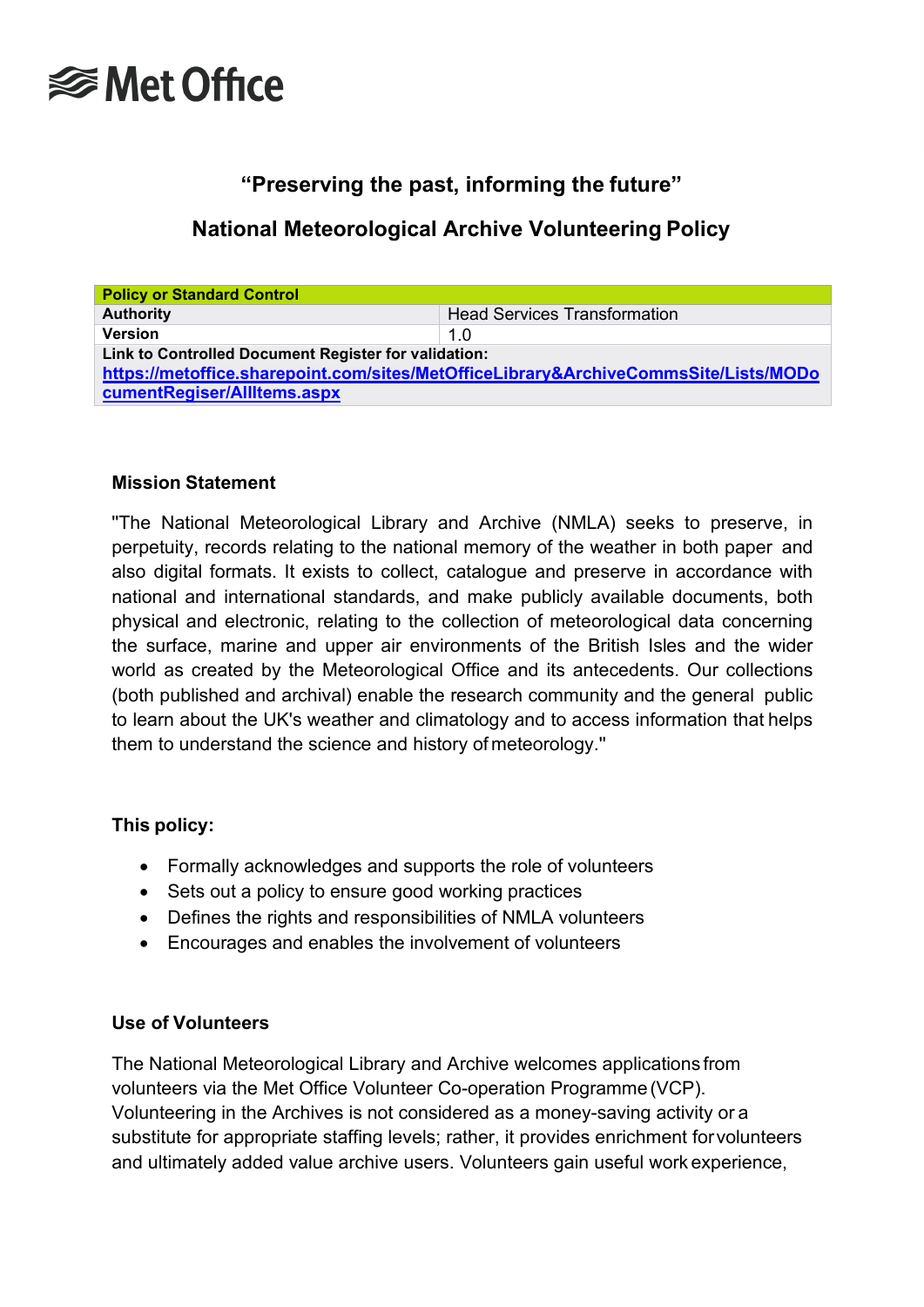# Met Office

## "Preserving the past, informing the future"

## National Meteorological Archive Volunteering Policy

| **Policy or Standard Control** | |
|---|---|
| **Authority** | Head Services Transformation |
| **Version** | 1.0 |
| **Link to Controlled Document Register for validation:** [https://metoffice.sharepoint.com/sites/MetOfficeLibrary&ArchiveCommsSite/Lists/MODocumentRegiser/AllItems.aspx](https://metoffice.sharepoint.com/sites/MetOfficeLibrary&ArchiveCommsSite/Lists/MODocumentRegiser/AllItems.aspx) | |

### Mission Statement

"The National Meteorological Library and Archive (NMLA) seeks to preserve, in perpetuity, records relating to the national memory of the weather in both paper and also digital formats. It exists to collect, catalogue and preserve in accordance with national and international standards, and make publicly available documents, both physical and electronic, relating to the collection of meteorological data concerning the surface, marine and upper air environments of the British Isles and the wider world as created by the Meteorological Office and its antecedents. Our collections (both published and archival) enable the research community and the general public to learn about the UK's weather and climatology and to access information that helps them to understand the science and history of meteorology."

### This policy:

- Formally acknowledges and supports the role of volunteers
- Sets out a policy to ensure good working practices
- Defines the rights and responsibilities of NMLA volunteers
- Encourages and enables the involvement of volunteers

### Use of Volunteers

The National Meteorological Library and Archive welcomes applications from volunteers via the Met Office Volunteer Co-operation Programme (VCP). Volunteering in the Archives is not considered as a money-saving activity or a substitute for appropriate staffing levels; rather, it provides enrichment for volunteers and ultimately added value archive users. Volunteers gain useful work experience,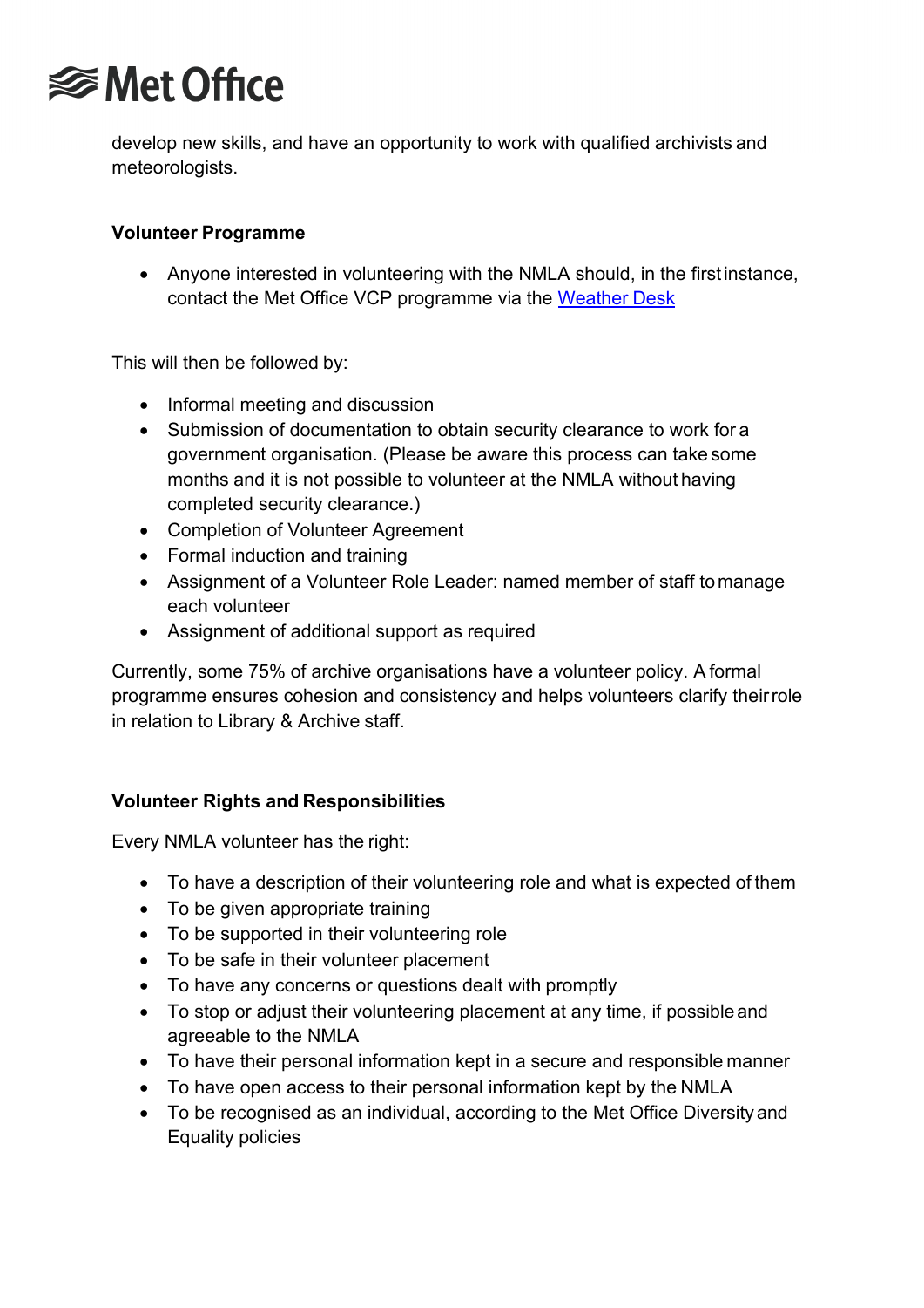develop new skills, and have an opportunity to work with qualified archivists and meteorologists.

**Volunteer Programme**

- Anyone interested in volunteering with the NMLA should, in the first instance, contact the Met Office VCP programme via the [Weather Desk]

This will then be followed by:

- Informal meeting and discussion
- Submission of documentation to obtain security clearance to work for a government organisation. (Please be aware this process can take some months and it is not possible to volunteer at the NMLA without having completed security clearance.)
- Completion of Volunteer Agreement
- Formal induction and training
- Assignment of a Volunteer Role Leader: named member of staff to manage each volunteer
- Assignment of additional support as required

Currently, some 75% of archive organisations have a volunteer policy. A formal programme ensures cohesion and consistency and helps volunteers clarify their role in relation to Library & Archive staff.

**Volunteer Rights and Responsibilities**

Every NMLA volunteer has the right:

- To have a description of their volunteering role and what is expected of them
- To be given appropriate training
- To be supported in their volunteering role
- To be safe in their volunteer placement
- To have any concerns or questions dealt with promptly
- To stop or adjust their volunteering placement at any time, if possible and agreeable to the NMLA
- To have their personal information kept in a secure and responsible manner
- To have open access to their personal information kept by the NMLA
- To be recognised as an individual, according to the Met Office Diversity and Equality policies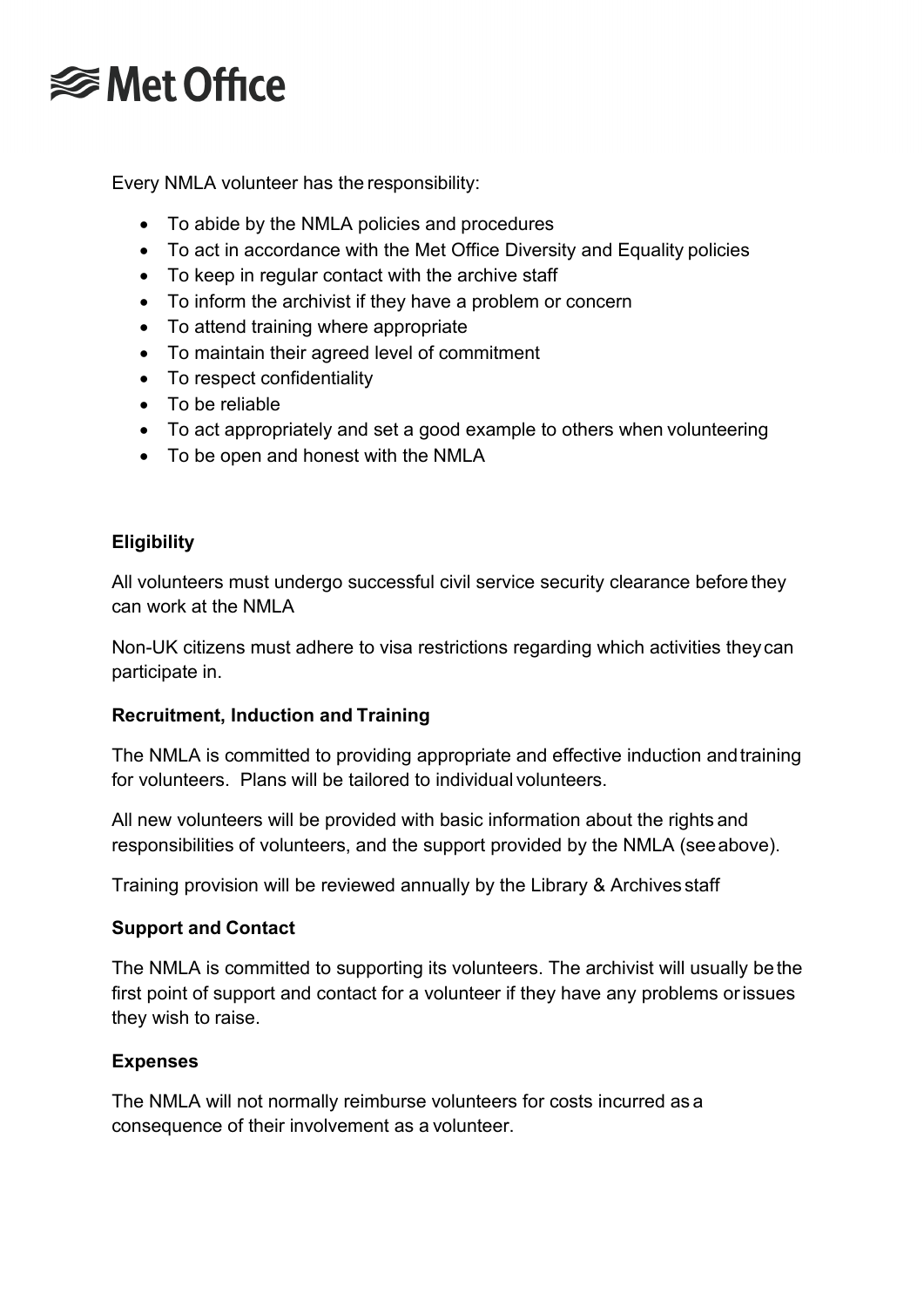Every NMLA volunteer has the responsibility:

- To abide by the NMLA policies and procedures
- To act in accordance with the Met Office Diversity and Equality policies
- To keep in regular contact with the archive staff
- To inform the archivist if they have a problem or concern
- To attend training where appropriate
- To maintain their agreed level of commitment
- To respect confidentiality
- To be reliable
- To act appropriately and set a good example to others when volunteering
- To be open and honest with the NMLA

**Eligibility**

All volunteers must undergo successful civil service security clearance before they can work at the NMLA

Non-UK citizens must adhere to visa restrictions regarding which activities they can participate in.

**Recruitment, Induction and Training**

The NMLA is committed to providing appropriate and effective induction and training for volunteers. Plans will be tailored to individual volunteers.

All new volunteers will be provided with basic information about the rights and responsibilities of volunteers, and the support provided by the NMLA (see above).

Training provision will be reviewed annually by the Library & Archives staff

**Support and Contact**

The NMLA is committed to supporting its volunteers. The archivist will usually be the first point of support and contact for a volunteer if they have any problems or issues they wish to raise.

**Expenses**

The NMLA will not normally reimburse volunteers for costs incurred as a consequence of their involvement as a volunteer.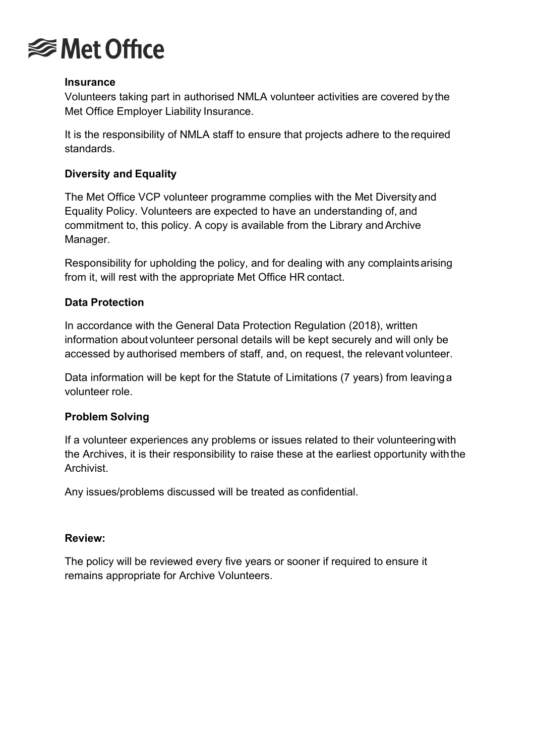**Insurance**

Volunteers taking part in authorised NMLA volunteer activities are covered by the Met Office Employer Liability Insurance.

It is the responsibility of NMLA staff to ensure that projects adhere to the required standards.

**Diversity and Equality**

The Met Office VCP volunteer programme complies with the Met Diversity and Equality Policy. Volunteers are expected to have an understanding of, and commitment to, this policy. A copy is available from the Library and Archive Manager.

Responsibility for upholding the policy, and for dealing with any complaints arising from it, will rest with the appropriate Met Office HR contact.

**Data Protection**

In accordance with the General Data Protection Regulation (2018), written information about volunteer personal details will be kept securely and will only be accessed by authorised members of staff, and, on request, the relevant volunteer.

Data information will be kept for the Statute of Limitations (7 years) from leaving a volunteer role.

**Problem Solving**

If a volunteer experiences any problems or issues related to their volunteering with the Archives, it is their responsibility to raise these at the earliest opportunity with the Archivist.

Any issues/problems discussed will be treated as confidential.

**Review:**

The policy will be reviewed every five years or sooner if required to ensure it remains appropriate for Archive Volunteers.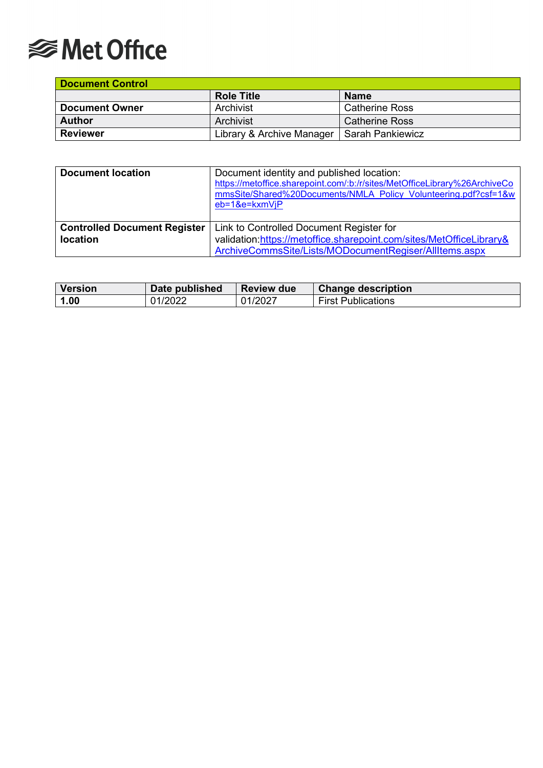Met Office

| Document Control | | |
|---|---|---|
| | **Role Title** | **Name** |
| **Document Owner** | Archivist | Catherine Ross |
| **Author** | Archivist | Catherine Ross |
| **Reviewer** | Library & Archive Manager | Sarah Pankiewicz |

| | |
|---|---|
| **Document location** | Document identity and published location: https://metoffice.sharepoint.com/:b:/r/sites/MetOfficeLibrary%26ArchiveCommsSite/Shared%20Documents/NMLA_Policy_Volunteering.pdf?csf=1&web=1&e=kxmVjP |
| **Controlled Document Register location** | Link to Controlled Document Register for validation:https://metoffice.sharepoint.com/sites/MetOfficeLibrary&ArchiveCommsSite/Lists/MODocumentRegiser/AllItems.aspx |

| Version | Date published | Review due | Change description |
|---|---|---|---|
| **1.00** | 01/2022 | 01/2027 | First Publications |